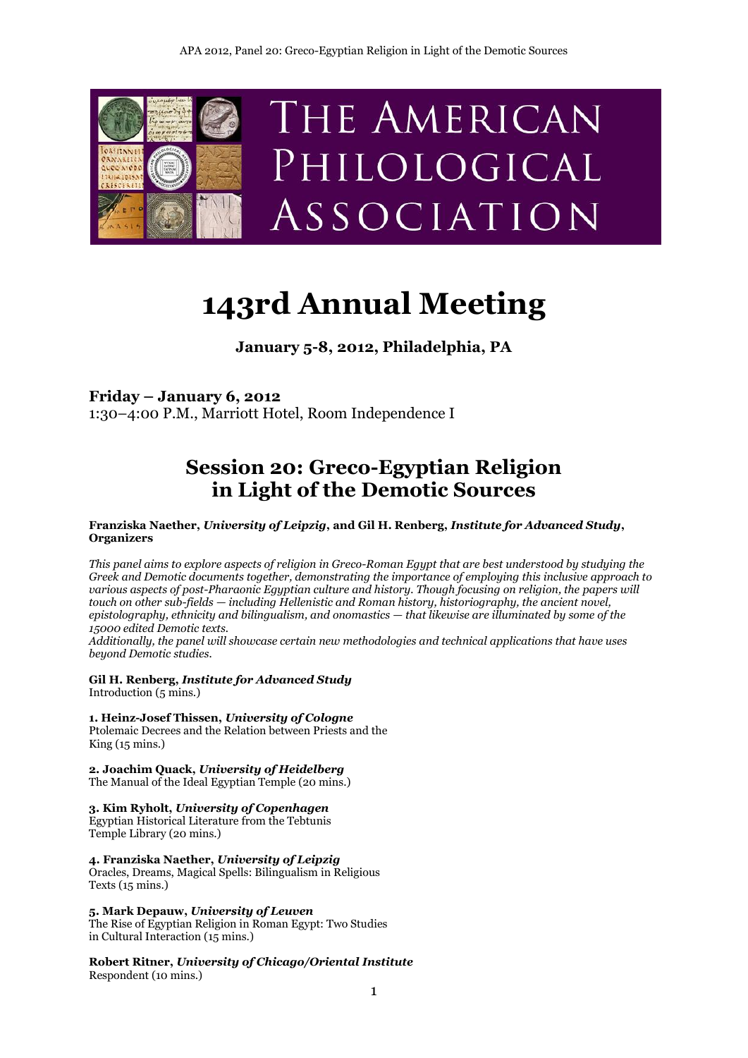# THE AMERICAN PHILOLOGICAL ASSOCIATION

# 143rd Annual Meeting

**January 5-8, 2012, Philadelphia, PA**

**Friday – January 6, 2012**
1:30–4:00 P.M., Marriott Hotel, Room Independence I

## Session 20: Greco-Egyptian Religion in Light of the Demotic Sources

**Franziska Naether, *University of Leipzig*, and Gil H. Renberg, *Institute for Advanced Study*, Organizers**

*This panel aims to explore aspects of religion in Greco-Roman Egypt that are best understood by studying the Greek and Demotic documents together, demonstrating the importance of employing this inclusive approach to various aspects of post-Pharaonic Egyptian culture and history. Though focusing on religion, the papers will touch on other sub-fields — including Hellenistic and Roman history, historiography, the ancient novel, epistolography, ethnicity and bilingualism, and onomastics — that likewise are illuminated by some of the 15000 edited Demotic texts.*
*Additionally, the panel will showcase certain new methodologies and technical applications that have uses beyond Demotic studies.*

**Gil H. Renberg, *Institute for Advanced Study***
Introduction (5 mins.)

**1. Heinz-Josef Thissen, *University of Cologne***
Ptolemaic Decrees and the Relation between Priests and the King (15 mins.)

**2. Joachim Quack, *University of Heidelberg***
The Manual of the Ideal Egyptian Temple (20 mins.)

**3. Kim Ryholt, *University of Copenhagen***
Egyptian Historical Literature from the Tebtunis Temple Library (20 mins.)

**4. Franziska Naether, *University of Leipzig***
Oracles, Dreams, Magical Spells: Bilingualism in Religious Texts (15 mins.)

**5. Mark Depauw, *University of Leuven***
The Rise of Egyptian Religion in Roman Egypt: Two Studies in Cultural Interaction (15 mins.)

**Robert Ritner, *University of Chicago/Oriental Institute***
Respondent (10 mins.)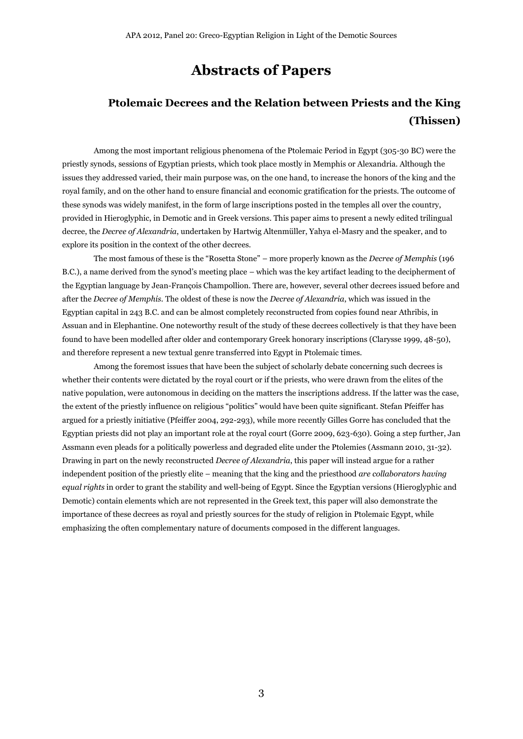# Abstracts of Papers

## Ptolemaic Decrees and the Relation between Priests and the King (Thissen)

Among the most important religious phenomena of the Ptolemaic Period in Egypt (305-30 BC) were the priestly synods, sessions of Egyptian priests, which took place mostly in Memphis or Alexandria. Although the issues they addressed varied, their main purpose was, on the one hand, to increase the honors of the king and the royal family, and on the other hand to ensure financial and economic gratification for the priests. The outcome of these synods was widely manifest, in the form of large inscriptions posted in the temples all over the country, provided in Hieroglyphic, in Demotic and in Greek versions. This paper aims to present a newly edited trilingual decree, the *Decree of Alexandria*, undertaken by Hartwig Altenmüller, Yahya el-Masry and the speaker, and to explore its position in the context of the other decrees.

The most famous of these is the "Rosetta Stone" – more properly known as the *Decree of Memphis* (196 B.C.), a name derived from the synod's meeting place – which was the key artifact leading to the decipherment of the Egyptian language by Jean-François Champollion. There are, however, several other decrees issued before and after the *Decree of Memphis*. The oldest of these is now the *Decree of Alexandria*, which was issued in the Egyptian capital in 243 B.C. and can be almost completely reconstructed from copies found near Athribis, in Assuan and in Elephantine. One noteworthy result of the study of these decrees collectively is that they have been found to have been modelled after older and contemporary Greek honorary inscriptions (Clarysse 1999, 48-50), and therefore represent a new textual genre transferred into Egypt in Ptolemaic times.

Among the foremost issues that have been the subject of scholarly debate concerning such decrees is whether their contents were dictated by the royal court or if the priests, who were drawn from the elites of the native population, were autonomous in deciding on the matters the inscriptions address. If the latter was the case, the extent of the priestly influence on religious "politics" would have been quite significant. Stefan Pfeiffer has argued for a priestly initiative (Pfeiffer 2004, 292-293), while more recently Gilles Gorre has concluded that the Egyptian priests did not play an important role at the royal court (Gorre 2009, 623-630). Going a step further, Jan Assmann even pleads for a politically powerless and degraded elite under the Ptolemies (Assmann 2010, 31-32). Drawing in part on the newly reconstructed *Decree of Alexandria*, this paper will instead argue for a rather independent position of the priestly elite – meaning that the king and the priesthood *are collaborators having equal rights* in order to grant the stability and well-being of Egypt. Since the Egyptian versions (Hieroglyphic and Demotic) contain elements which are not represented in the Greek text, this paper will also demonstrate the importance of these decrees as royal and priestly sources for the study of religion in Ptolemaic Egypt, while emphasizing the often complementary nature of documents composed in the different languages.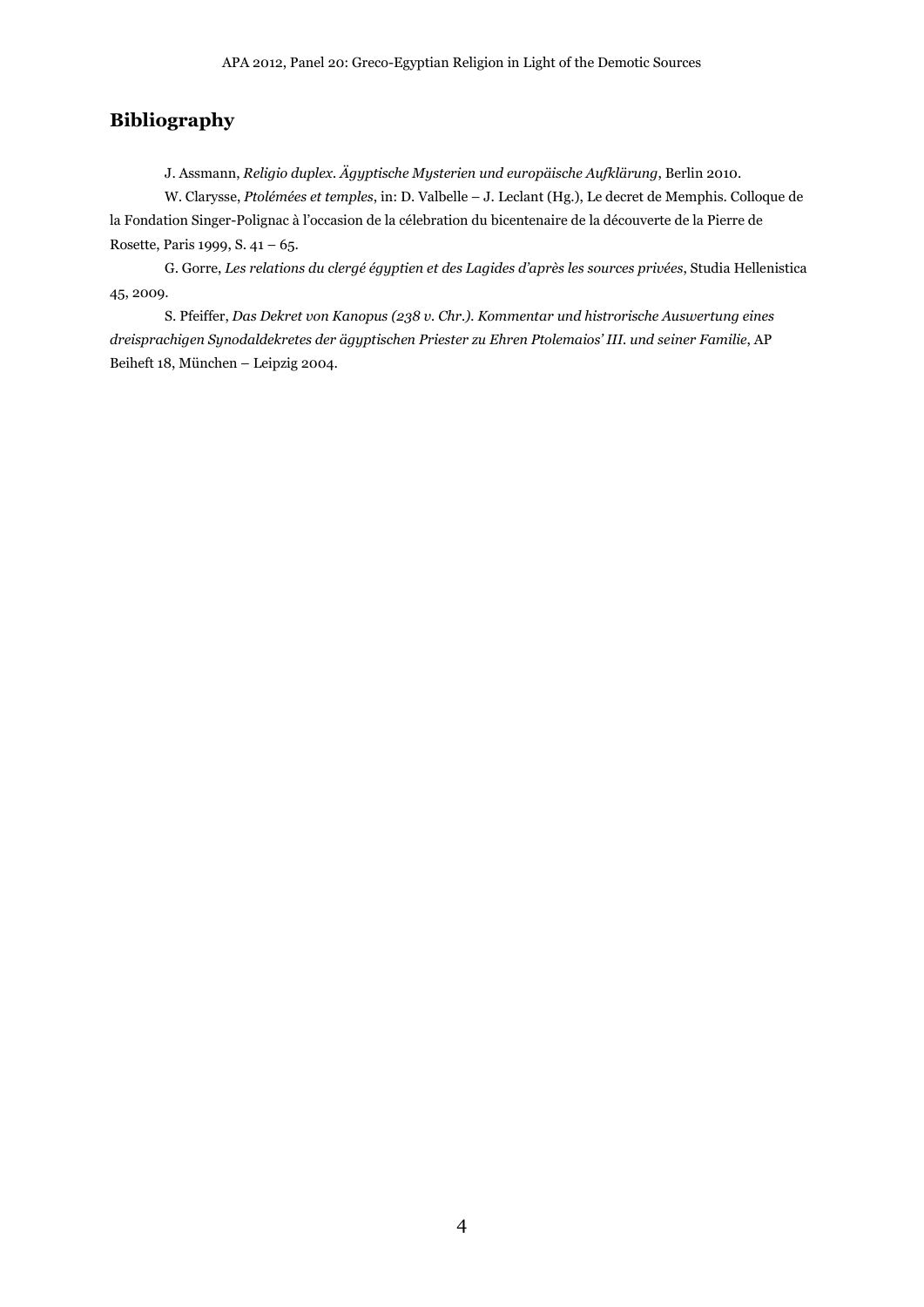## Bibliography

J. Assmann, *Religio duplex. Ägyptische Mysterien und europäische Aufklärung*, Berlin 2010.

W. Clarysse, *Ptolémées et temples*, in: D. Valbelle – J. Leclant (Hg.), Le decret de Memphis. Colloque de la Fondation Singer-Polignac à l'occasion de la célebration du bicentenaire de la découverte de la Pierre de Rosette, Paris 1999, S. 41 – 65.

G. Gorre, *Les relations du clergé égyptien et des Lagides d'après les sources privées*, Studia Hellenistica 45, 2009.

S. Pfeiffer, *Das Dekret von Kanopus (238 v. Chr.). Kommentar und histrorische Auswertung eines dreisprachigen Synodaldekretes der ägyptischen Priester zu Ehren Ptolemaios' III. und seiner Familie*, AP Beiheft 18, München – Leipzig 2004.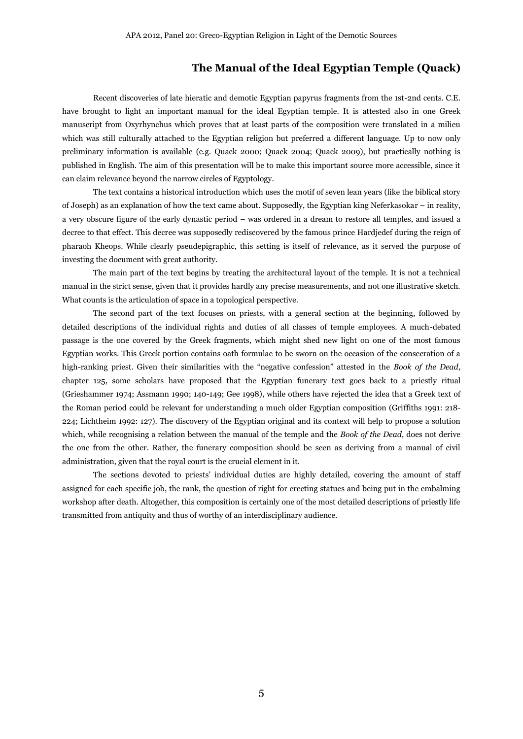## The Manual of the Ideal Egyptian Temple (Quack)

Recent discoveries of late hieratic and demotic Egyptian papyrus fragments from the 1st-2nd cents. C.E. have brought to light an important manual for the ideal Egyptian temple. It is attested also in one Greek manuscript from Oxyrhynchus which proves that at least parts of the composition were translated in a milieu which was still culturally attached to the Egyptian religion but preferred a different language. Up to now only preliminary information is available (e.g. Quack 2000; Quack 2004; Quack 2009), but practically nothing is published in English. The aim of this presentation will be to make this important source more accessible, since it can claim relevance beyond the narrow circles of Egyptology.

The text contains a historical introduction which uses the motif of seven lean years (like the biblical story of Joseph) as an explanation of how the text came about. Supposedly, the Egyptian king Neferkasokar – in reality, a very obscure figure of the early dynastic period – was ordered in a dream to restore all temples, and issued a decree to that effect. This decree was supposedly rediscovered by the famous prince Hardjedef during the reign of pharaoh Kheops. While clearly pseudepigraphic, this setting is itself of relevance, as it served the purpose of investing the document with great authority.

The main part of the text begins by treating the architectural layout of the temple. It is not a technical manual in the strict sense, given that it provides hardly any precise measurements, and not one illustrative sketch. What counts is the articulation of space in a topological perspective.

The second part of the text focuses on priests, with a general section at the beginning, followed by detailed descriptions of the individual rights and duties of all classes of temple employees. A much-debated passage is the one covered by the Greek fragments, which might shed new light on one of the most famous Egyptian works. This Greek portion contains oath formulae to be sworn on the occasion of the consecration of a high-ranking priest. Given their similarities with the "negative confession" attested in the *Book of the Dead*, chapter 125, some scholars have proposed that the Egyptian funerary text goes back to a priestly ritual (Grieshammer 1974; Assmann 1990; 140-149; Gee 1998), while others have rejected the idea that a Greek text of the Roman period could be relevant for understanding a much older Egyptian composition (Griffiths 1991: 218-224; Lichtheim 1992: 127). The discovery of the Egyptian original and its context will help to propose a solution which, while recognising a relation between the manual of the temple and the *Book of the Dead*, does not derive the one from the other. Rather, the funerary composition should be seen as deriving from a manual of civil administration, given that the royal court is the crucial element in it.

The sections devoted to priests' individual duties are highly detailed, covering the amount of staff assigned for each specific job, the rank, the question of right for erecting statues and being put in the embalming workshop after death. Altogether, this composition is certainly one of the most detailed descriptions of priestly life transmitted from antiquity and thus of worthy of an interdisciplinary audience.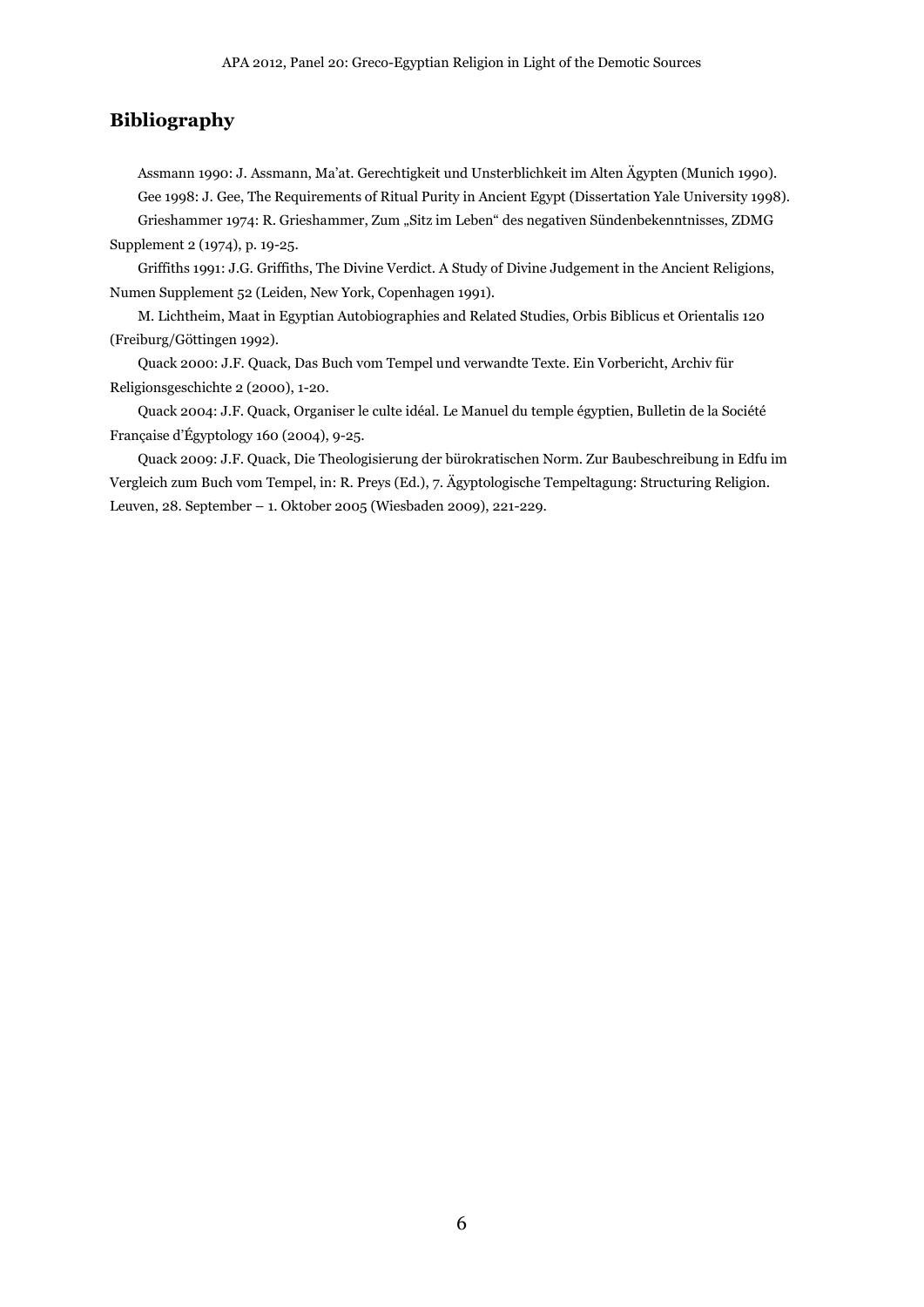## Bibliography

Assmann 1990: J. Assmann, Ma'at. Gerechtigkeit und Unsterblichkeit im Alten Ägypten (Munich 1990).

Gee 1998: J. Gee, The Requirements of Ritual Purity in Ancient Egypt (Dissertation Yale University 1998).

Grieshammer 1974: R. Grieshammer, Zum „Sitz im Leben" des negativen Sündenbekenntnisses, ZDMG Supplement 2 (1974), p. 19-25.

Griffiths 1991: J.G. Griffiths, The Divine Verdict. A Study of Divine Judgement in the Ancient Religions, Numen Supplement 52 (Leiden, New York, Copenhagen 1991).

M. Lichtheim, Maat in Egyptian Autobiographies and Related Studies, Orbis Biblicus et Orientalis 120 (Freiburg/Göttingen 1992).

Quack 2000: J.F. Quack, Das Buch vom Tempel und verwandte Texte. Ein Vorbericht, Archiv für Religionsgeschichte 2 (2000), 1-20.

Quack 2004: J.F. Quack, Organiser le culte idéal. Le Manuel du temple égyptien, Bulletin de la Société Française d'Égyptology 160 (2004), 9-25.

Quack 2009: J.F. Quack, Die Theologisierung der bürokratischen Norm. Zur Baubeschreibung in Edfu im Vergleich zum Buch vom Tempel, in: R. Preys (Ed.), 7. Ägyptologische Tempeltagung: Structuring Religion. Leuven, 28. September – 1. Oktober 2005 (Wiesbaden 2009), 221-229.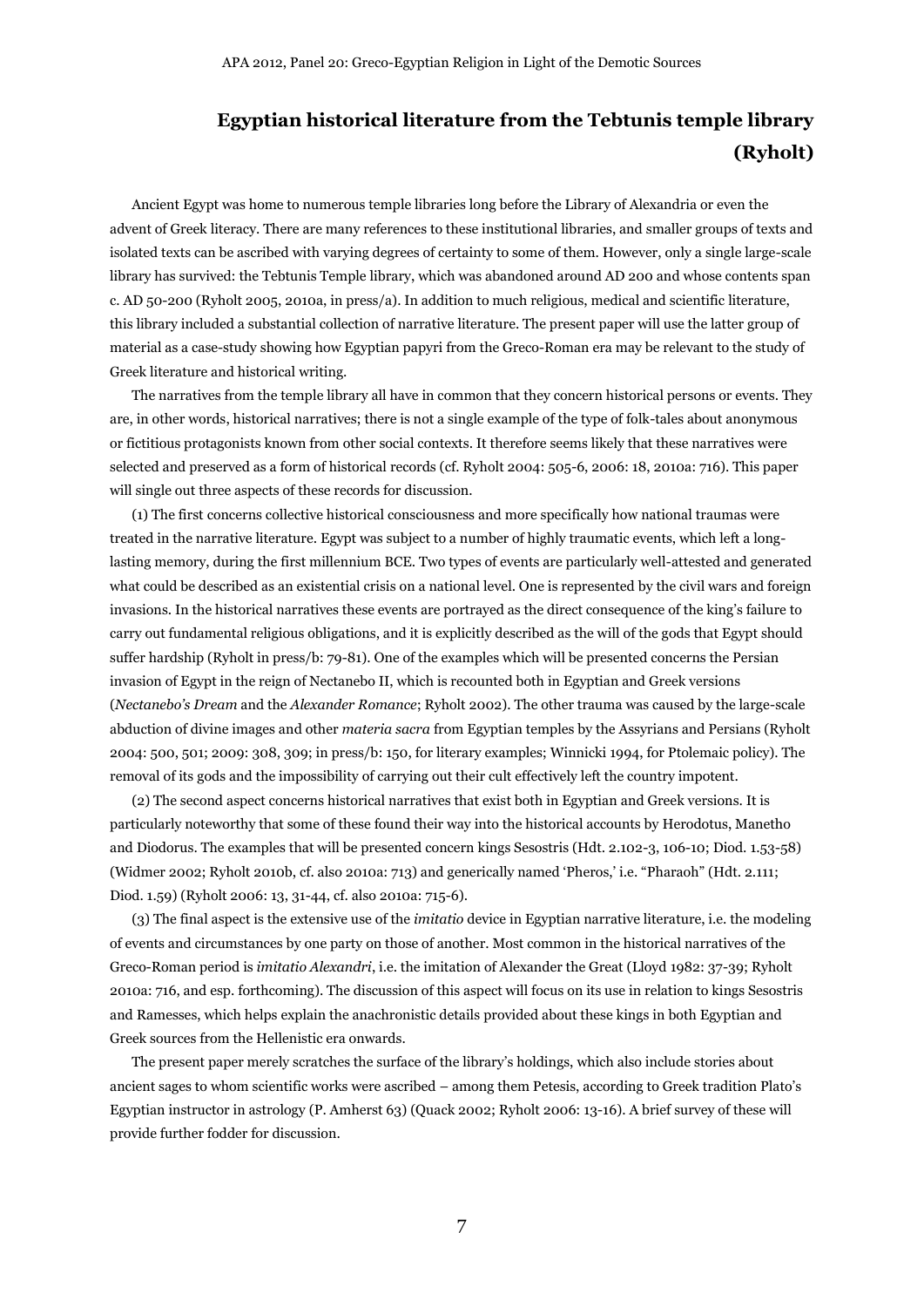## Egyptian historical literature from the Tebtunis temple library (Ryholt)

Ancient Egypt was home to numerous temple libraries long before the Library of Alexandria or even the advent of Greek literacy. There are many references to these institutional libraries, and smaller groups of texts and isolated texts can be ascribed with varying degrees of certainty to some of them. However, only a single large-scale library has survived: the Tebtunis Temple library, which was abandoned around AD 200 and whose contents span c. AD 50-200 (Ryholt 2005, 2010a, in press/a). In addition to much religious, medical and scientific literature, this library included a substantial collection of narrative literature. The present paper will use the latter group of material as a case-study showing how Egyptian papyri from the Greco-Roman era may be relevant to the study of Greek literature and historical writing.

The narratives from the temple library all have in common that they concern historical persons or events. They are, in other words, historical narratives; there is not a single example of the type of folk-tales about anonymous or fictitious protagonists known from other social contexts. It therefore seems likely that these narratives were selected and preserved as a form of historical records (cf. Ryholt 2004: 505-6, 2006: 18, 2010a: 716). This paper will single out three aspects of these records for discussion.

(1) The first concerns collective historical consciousness and more specifically how national traumas were treated in the narrative literature. Egypt was subject to a number of highly traumatic events, which left a long-lasting memory, during the first millennium BCE. Two types of events are particularly well-attested and generated what could be described as an existential crisis on a national level. One is represented by the civil wars and foreign invasions. In the historical narratives these events are portrayed as the direct consequence of the king's failure to carry out fundamental religious obligations, and it is explicitly described as the will of the gods that Egypt should suffer hardship (Ryholt in press/b: 79-81). One of the examples which will be presented concerns the Persian invasion of Egypt in the reign of Nectanebo II, which is recounted both in Egyptian and Greek versions (*Nectanebo's Dream* and the *Alexander Romance*; Ryholt 2002). The other trauma was caused by the large-scale abduction of divine images and other *materia sacra* from Egyptian temples by the Assyrians and Persians (Ryholt 2004: 500, 501; 2009: 308, 309; in press/b: 150, for literary examples; Winnicki 1994, for Ptolemaic policy). The removal of its gods and the impossibility of carrying out their cult effectively left the country impotent.

(2) The second aspect concerns historical narratives that exist both in Egyptian and Greek versions. It is particularly noteworthy that some of these found their way into the historical accounts by Herodotus, Manetho and Diodorus. The examples that will be presented concern kings Sesostris (Hdt. 2.102-3, 106-10; Diod. 1.53-58) (Widmer 2002; Ryholt 2010b, cf. also 2010a: 713) and generically named 'Pheros,' i.e. "Pharaoh" (Hdt. 2.111; Diod. 1.59) (Ryholt 2006: 13, 31-44, cf. also 2010a: 715-6).

(3) The final aspect is the extensive use of the *imitatio* device in Egyptian narrative literature, i.e. the modeling of events and circumstances by one party on those of another. Most common in the historical narratives of the Greco-Roman period is *imitatio Alexandri*, i.e. the imitation of Alexander the Great (Lloyd 1982: 37-39; Ryholt 2010a: 716, and esp. forthcoming). The discussion of this aspect will focus on its use in relation to kings Sesostris and Ramesses, which helps explain the anachronistic details provided about these kings in both Egyptian and Greek sources from the Hellenistic era onwards.

The present paper merely scratches the surface of the library's holdings, which also include stories about ancient sages to whom scientific works were ascribed – among them Petesis, according to Greek tradition Plato's Egyptian instructor in astrology (P. Amherst 63) (Quack 2002; Ryholt 2006: 13-16). A brief survey of these will provide further fodder for discussion.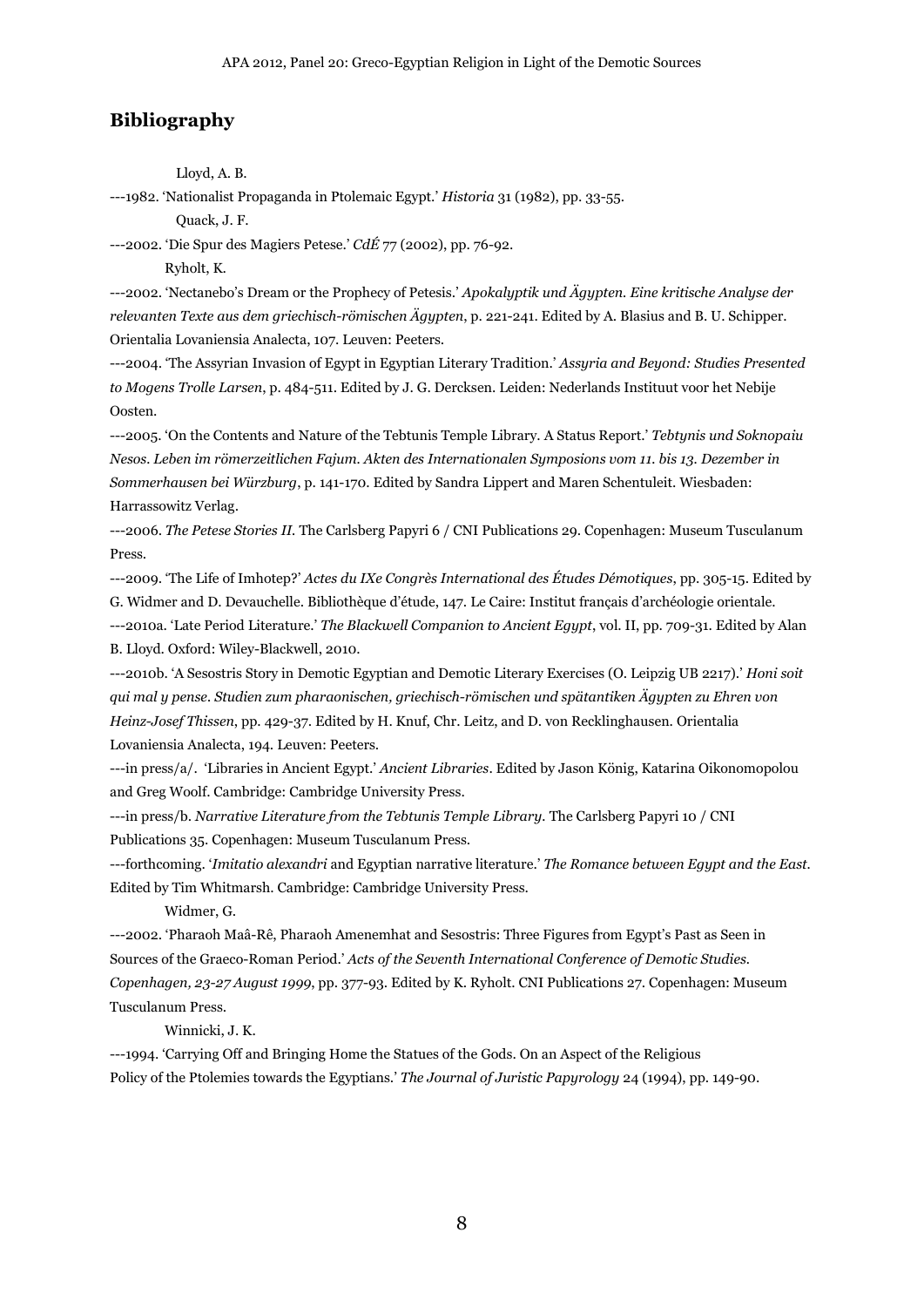## Bibliography

Lloyd, A. B.

---1982. 'Nationalist Propaganda in Ptolemaic Egypt.' *Historia* 31 (1982), pp. 33-55.

Quack, J. F.

---2002. 'Die Spur des Magiers Petese.' *CdÉ* 77 (2002), pp. 76-92.

Ryholt, K.

---2002. 'Nectanebo's Dream or the Prophecy of Petesis.' *Apokalyptik und Ägypten. Eine kritische Analyse der relevanten Texte aus dem griechisch-römischen Ägypten*, p. 221-241. Edited by A. Blasius and B. U. Schipper. Orientalia Lovaniensia Analecta, 107. Leuven: Peeters.

---2004. 'The Assyrian Invasion of Egypt in Egyptian Literary Tradition.' *Assyria and Beyond: Studies Presented to Mogens Trolle Larsen*, p. 484-511. Edited by J. G. Dercksen. Leiden: Nederlands Instituut voor het Nebije Oosten.

---2005. 'On the Contents and Nature of the Tebtunis Temple Library. A Status Report.' *Tebtynis und Soknopaiu Nesos. Leben im römerzeitlichen Fajum. Akten des Internationalen Symposions vom 11. bis 13. Dezember in Sommerhausen bei Würzburg*, p. 141-170. Edited by Sandra Lippert and Maren Schentuleit. Wiesbaden: Harrassowitz Verlag.

---2006. *The Petese Stories II*. The Carlsberg Papyri 6 / CNI Publications 29. Copenhagen: Museum Tusculanum Press.

---2009. 'The Life of Imhotep?' *Actes du IXe Congrès International des Études Démotiques*, pp. 305-15. Edited by G. Widmer and D. Devauchelle. Bibliothèque d'étude, 147. Le Caire: Institut français d'archéologie orientale.

---2010a. 'Late Period Literature.' *The Blackwell Companion to Ancient Egypt*, vol. II, pp. 709-31. Edited by Alan B. Lloyd. Oxford: Wiley-Blackwell, 2010.

---2010b. 'A Sesostris Story in Demotic Egyptian and Demotic Literary Exercises (O. Leipzig UB 2217).' *Honi soit qui mal y pense. Studien zum pharaonischen, griechisch-römischen und spätantiken Ägypten zu Ehren von Heinz-Josef Thissen*, pp. 429-37. Edited by H. Knuf, Chr. Leitz, and D. von Recklinghausen. Orientalia Lovaniensia Analecta, 194. Leuven: Peeters.

---in press/a/. 'Libraries in Ancient Egypt.' *Ancient Libraries*. Edited by Jason König, Katarina Oikonomopolou and Greg Woolf. Cambridge: Cambridge University Press.

---in press/b. *Narrative Literature from the Tebtunis Temple Library*. The Carlsberg Papyri 10 / CNI Publications 35. Copenhagen: Museum Tusculanum Press.

---forthcoming. '*Imitatio alexandri* and Egyptian narrative literature.' *The Romance between Egypt and the East*. Edited by Tim Whitmarsh. Cambridge: Cambridge University Press.

Widmer, G.

---2002. 'Pharaoh Maâ-Rê, Pharaoh Amenemhat and Sesostris: Three Figures from Egypt's Past as Seen in Sources of the Graeco-Roman Period.' *Acts of the Seventh International Conference of Demotic Studies. Copenhagen, 23-27 August 1999*, pp. 377-93. Edited by K. Ryholt. CNI Publications 27. Copenhagen: Museum Tusculanum Press.

Winnicki, J. K.

---1994. 'Carrying Off and Bringing Home the Statues of the Gods. On an Aspect of the Religious Policy of the Ptolemies towards the Egyptians.' *The Journal of Juristic Papyrology* 24 (1994), pp. 149-90.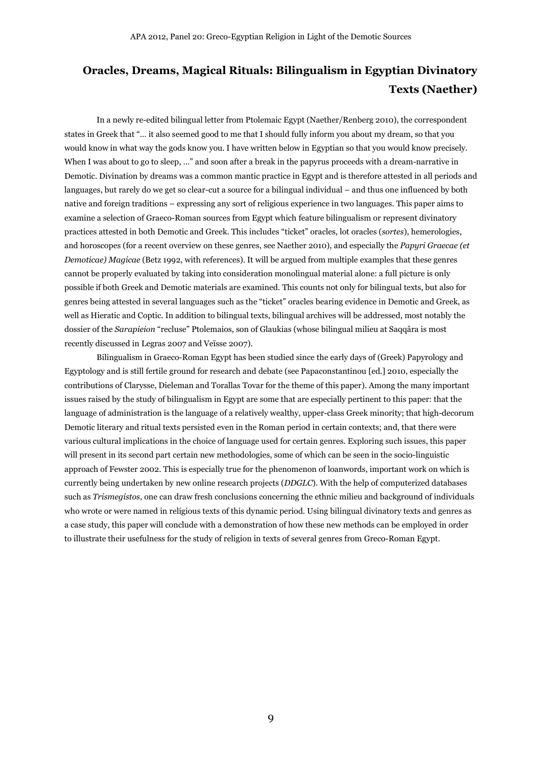## Oracles, Dreams, Magical Rituals: Bilingualism in Egyptian Divinatory Texts (Naether)

In a newly re-edited bilingual letter from Ptolemaic Egypt (Naether/Renberg 2010), the correspondent states in Greek that "… it also seemed good to me that I should fully inform you about my dream, so that you would know in what way the gods know you. I have written below in Egyptian so that you would know precisely. When I was about to go to sleep, …" and soon after a break in the papyrus proceeds with a dream-narrative in Demotic. Divination by dreams was a common mantic practice in Egypt and is therefore attested in all periods and languages, but rarely do we get so clear-cut a source for a bilingual individual – and thus one influenced by both native and foreign traditions – expressing any sort of religious experience in two languages. This paper aims to examine a selection of Graeco-Roman sources from Egypt which feature bilingualism or represent divinatory practices attested in both Demotic and Greek. This includes "ticket" oracles, lot oracles (*sortes*), hemerologies, and horoscopes (for a recent overview on these genres, see Naether 2010), and especially the *Papyri Graecae (et Demoticae) Magicae* (Betz 1992, with references). It will be argued from multiple examples that these genres cannot be properly evaluated by taking into consideration monolingual material alone: a full picture is only possible if both Greek and Demotic materials are examined. This counts not only for bilingual texts, but also for genres being attested in several languages such as the "ticket" oracles bearing evidence in Demotic and Greek, as well as Hieratic and Coptic. In addition to bilingual texts, bilingual archives will be addressed, most notably the dossier of the *Sarapieion* "recluse" Ptolemaios, son of Glaukias (whose bilingual milieu at Saqqâra is most recently discussed in Legras 2007 and Veïsse 2007).

Bilingualism in Graeco-Roman Egypt has been studied since the early days of (Greek) Papyrology and Egyptology and is still fertile ground for research and debate (see Papaconstantinou [ed.] 2010, especially the contributions of Clarysse, Dieleman and Torallas Tovar for the theme of this paper). Among the many important issues raised by the study of bilingualism in Egypt are some that are especially pertinent to this paper: that the language of administration is the language of a relatively wealthy, upper-class Greek minority; that high-decorum Demotic literary and ritual texts persisted even in the Roman period in certain contexts; and, that there were various cultural implications in the choice of language used for certain genres. Exploring such issues, this paper will present in its second part certain new methodologies, some of which can be seen in the socio-linguistic approach of Fewster 2002. This is especially true for the phenomenon of loanwords, important work on which is currently being undertaken by new online research projects (*DDGLC*). With the help of computerized databases such as *Trismegistos*, one can draw fresh conclusions concerning the ethnic milieu and background of individuals who wrote or were named in religious texts of this dynamic period. Using bilingual divinatory texts and genres as a case study, this paper will conclude with a demonstration of how these new methods can be employed in order to illustrate their usefulness for the study of religion in texts of several genres from Greco-Roman Egypt.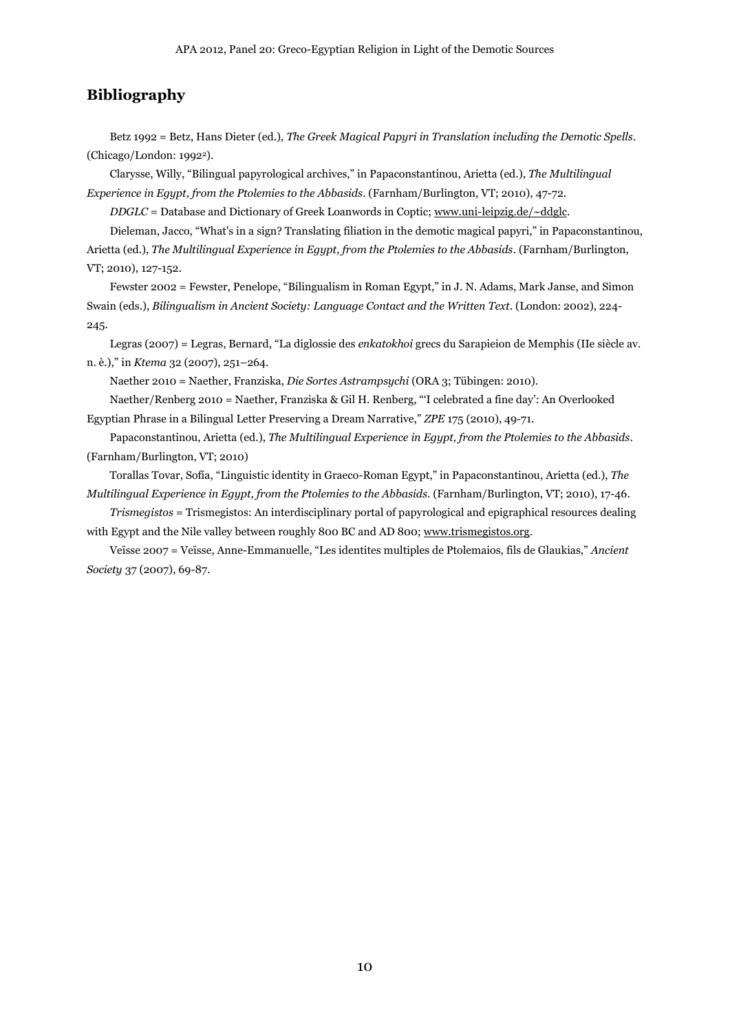## Bibliography

Betz 1992 = Betz, Hans Dieter (ed.), *The Greek Magical Papyri in Translation including the Demotic Spells*. (Chicago/London: 1992[2]).

Clarysse, Willy, "Bilingual papyrological archives," in Papaconstantinou, Arietta (ed.), *The Multilingual Experience in Egypt, from the Ptolemies to the Abbasids*. (Farnham/Burlington, VT; 2010), 47-72.

*DDGLC* = Database and Dictionary of Greek Loanwords in Coptic; www.uni-leipzig.de/~ddglc.

Dieleman, Jacco, "What's in a sign? Translating filiation in the demotic magical papyri," in Papaconstantinou, Arietta (ed.), *The Multilingual Experience in Egypt, from the Ptolemies to the Abbasids*. (Farnham/Burlington, VT; 2010), 127-152.

Fewster 2002 = Fewster, Penelope, "Bilingualism in Roman Egypt," in J. N. Adams, Mark Janse, and Simon Swain (eds.), *Bilingualism in Ancient Society: Language Contact and the Written Text*. (London: 2002), 224-245.

Legras (2007) = Legras, Bernard, "La diglossie des *enkatokhoi* grecs du Sarapieion de Memphis (IIe siècle av. n. è.)," in *Ktema* 32 (2007), 251–264.

Naether 2010 = Naether, Franziska, *Die Sortes Astrampsychi* (ORA 3; Tübingen: 2010).

Naether/Renberg 2010 = Naether, Franziska & Gil H. Renberg, "'I celebrated a fine day': An Overlooked Egyptian Phrase in a Bilingual Letter Preserving a Dream Narrative," *ZPE* 175 (2010), 49-71.

Papaconstantinou, Arietta (ed.), *The Multilingual Experience in Egypt, from the Ptolemies to the Abbasids*. (Farnham/Burlington, VT; 2010)

Torallas Tovar, Sofía, "Linguistic identity in Graeco-Roman Egypt," in Papaconstantinou, Arietta (ed.), *The Multilingual Experience in Egypt, from the Ptolemies to the Abbasids*. (Farnham/Burlington, VT; 2010), 17-46.

*Trismegistos* = Trismegistos: An interdisciplinary portal of papyrological and epigraphical resources dealing with Egypt and the Nile valley between roughly 800 BC and AD 800; www.trismegistos.org.

Veïsse 2007 = Veïsse, Anne-Emmanuelle, "Les identites multiples de Ptolemaios, fils de Glaukias," *Ancient Society* 37 (2007), 69-87.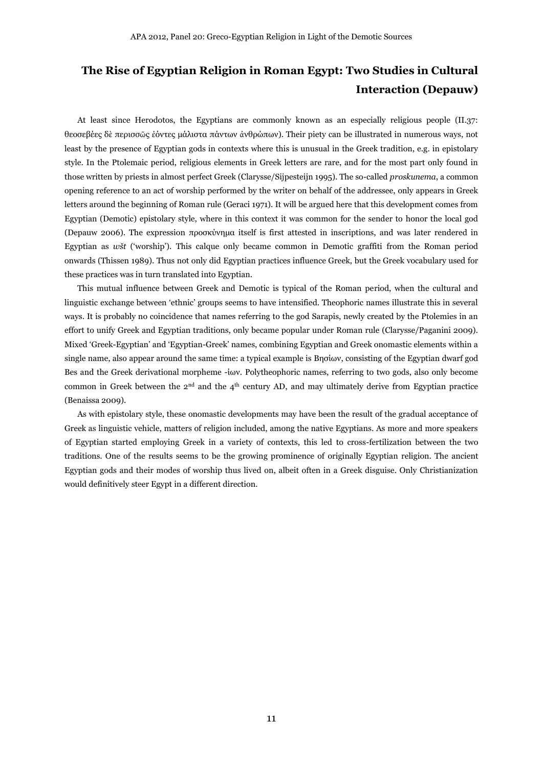## The Rise of Egyptian Religion in Roman Egypt: Two Studies in Cultural Interaction (Depauw)

At least since Herodotos, the Egyptians are commonly known as an especially religious people (II.37: θεοσεβέες δὲ περισσῶς ἐόντες μάλιστα πάντων ἀνθρώπων). Their piety can be illustrated in numerous ways, not least by the presence of Egyptian gods in contexts where this is unusual in the Greek tradition, e.g. in epistolary style. In the Ptolemaic period, religious elements in Greek letters are rare, and for the most part only found in those written by priests in almost perfect Greek (Clarysse/Sijpesteijn 1995). The so-called *proskunema*, a common opening reference to an act of worship performed by the writer on behalf of the addressee, only appears in Greek letters around the beginning of Roman rule (Geraci 1971). It will be argued here that this development comes from Egyptian (Demotic) epistolary style, where in this context it was common for the sender to honor the local god (Depauw 2006). The expression προσκύνημα itself is first attested in inscriptions, and was later rendered in Egyptian as *wšt* ('worship'). This calque only became common in Demotic graffiti from the Roman period onwards (Thissen 1989). Thus not only did Egyptian practices influence Greek, but the Greek vocabulary used for these practices was in turn translated into Egyptian.

This mutual influence between Greek and Demotic is typical of the Roman period, when the cultural and linguistic exchange between 'ethnic' groups seems to have intensified. Theophoric names illustrate this in several ways. It is probably no coincidence that names referring to the god Sarapis, newly created by the Ptolemies in an effort to unify Greek and Egyptian traditions, only became popular under Roman rule (Clarysse/Paganini 2009). Mixed 'Greek-Egyptian' and 'Egyptian-Greek' names, combining Egyptian and Greek onomastic elements within a single name, also appear around the same time: a typical example is Βησίων, consisting of the Egyptian dwarf god Bes and the Greek derivational morpheme -ίων. Polytheophoric names, referring to two gods, also only become common in Greek between the 2nd and the 4th century AD, and may ultimately derive from Egyptian practice (Benaissa 2009).

As with epistolary style, these onomastic developments may have been the result of the gradual acceptance of Greek as linguistic vehicle, matters of religion included, among the native Egyptians. As more and more speakers of Egyptian started employing Greek in a variety of contexts, this led to cross-fertilization between the two traditions. One of the results seems to be the growing prominence of originally Egyptian religion. The ancient Egyptian gods and their modes of worship thus lived on, albeit often in a Greek disguise. Only Christianization would definitively steer Egypt in a different direction.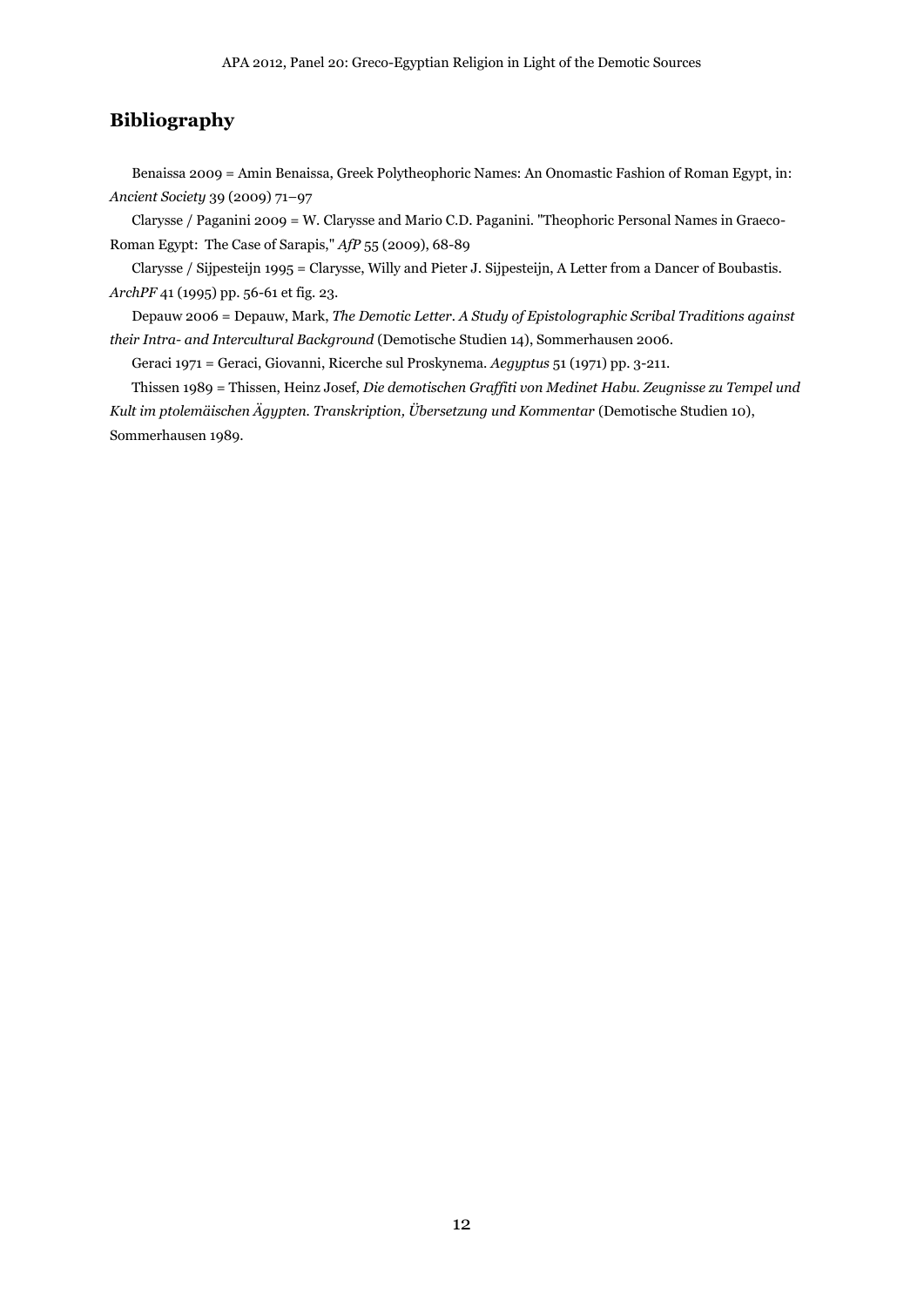## Bibliography

Benaissa 2009 = Amin Benaissa, Greek Polytheophoric Names: An Onomastic Fashion of Roman Egypt, in: *Ancient Society* 39 (2009) 71–97

Clarysse / Paganini 2009 = W. Clarysse and Mario C.D. Paganini. "Theophoric Personal Names in Graeco-Roman Egypt: The Case of Sarapis," *AfP* 55 (2009), 68-89

Clarysse / Sijpesteijn 1995 = Clarysse, Willy and Pieter J. Sijpesteijn, A Letter from a Dancer of Boubastis. *ArchPF* 41 (1995) pp. 56-61 et fig. 23.

Depauw 2006 = Depauw, Mark, *The Demotic Letter. A Study of Epistolographic Scribal Traditions against their Intra- and Intercultural Background* (Demotische Studien 14), Sommerhausen 2006.

Geraci 1971 = Geraci, Giovanni, Ricerche sul Proskynema. *Aegyptus* 51 (1971) pp. 3-211.

Thissen 1989 = Thissen, Heinz Josef, *Die demotischen Graffiti von Medinet Habu. Zeugnisse zu Tempel und Kult im ptolemäischen Ägypten. Transkription, Übersetzung und Kommentar* (Demotische Studien 10), Sommerhausen 1989.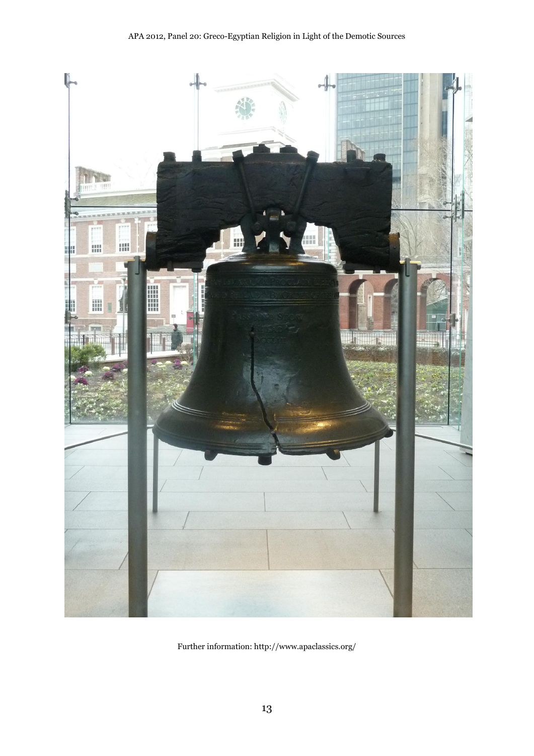Further information: http://www.apaclassics.org/